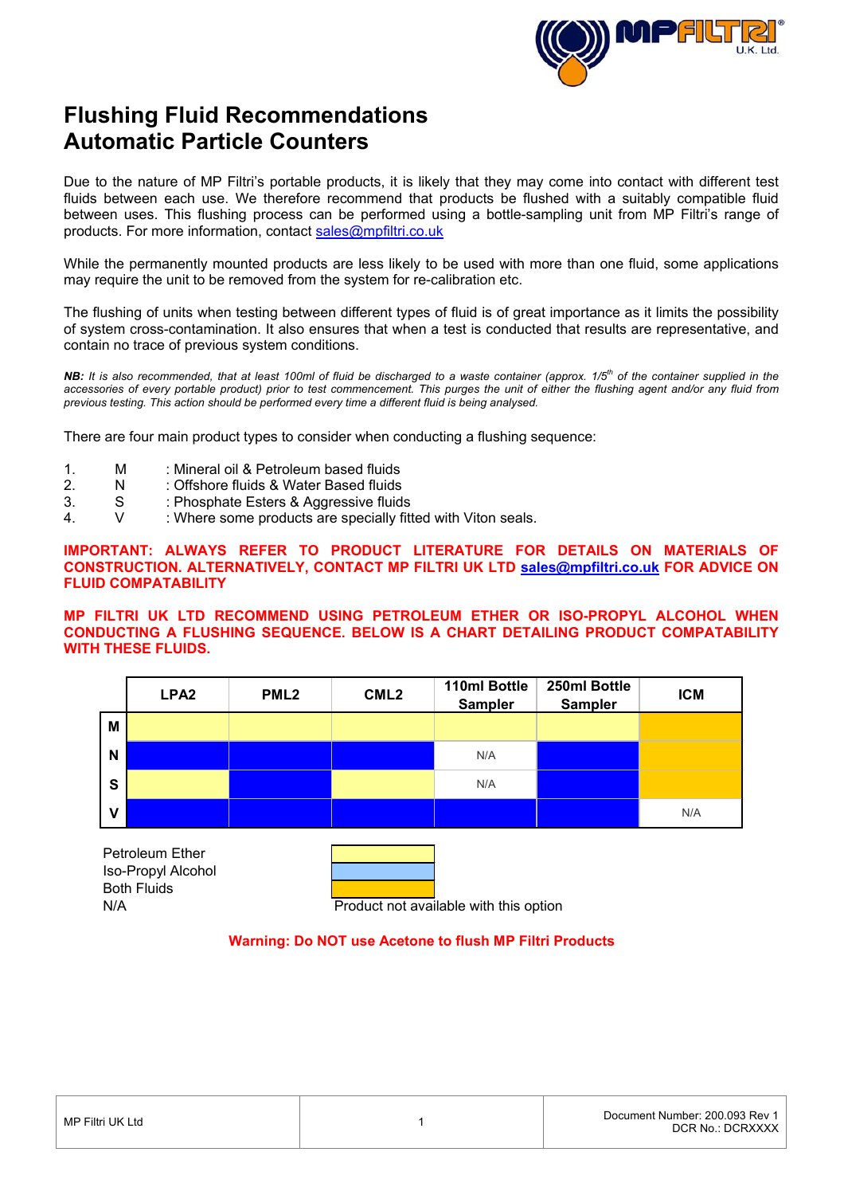# Flushing Fluid Recommendations
# Automatic Particle Counters

Due to the nature of MP Filtri's portable products, it is likely that they may come into contact with different test fluids between each use. We therefore recommend that products be flushed with a suitably compatible fluid between uses. This flushing process can be performed using a bottle-sampling unit from MP Filtri's range of products. For more information, contact sales@mpfiltri.co.uk

While the permanently mounted products are less likely to be used with more than one fluid, some applications may require the unit to be removed from the system for re-calibration etc.

The flushing of units when testing between different types of fluid is of great importance as it limits the possibility of system cross-contamination. It also ensures that when a test is conducted that results are representative, and contain no trace of previous system conditions.

***NB:** It is also recommended, that at least 100ml of fluid be discharged to a waste container (approx. 1/5th of the container supplied in the accessories of every portable product) prior to test commencement. This purges the unit of either the flushing agent and/or any fluid from previous testing. This action should be performed every time a different fluid is being analysed.*

There are four main product types to consider when conducting a flushing sequence:

1. M : Mineral oil & Petroleum based fluids
2. N : Offshore fluids & Water Based fluids
3. S : Phosphate Esters & Aggressive fluids
4. V : Where some products are specially fitted with Viton seals.

**IMPORTANT: ALWAYS REFER TO PRODUCT LITERATURE FOR DETAILS ON MATERIALS OF CONSTRUCTION. ALTERNATIVELY, CONTACT MP FILTRI UK LTD sales@mpfiltri.co.uk FOR ADVICE ON FLUID COMPATABILITY**

**MP FILTRI UK LTD RECOMMEND USING PETROLEUM ETHER OR ISO-PROPYL ALCOHOL WHEN CONDUCTING A FLUSHING SEQUENCE. BELOW IS A CHART DETAILING PRODUCT COMPATABILITY WITH THESE FLUIDS.**

| | LPA2 | PML2 | CML2 | 110ml Bottle Sampler | 250ml Bottle Sampler | ICM |
|---|---|---|---|---|---|---|
| **M** | Petroleum Ether | Petroleum Ether | Petroleum Ether | Petroleum Ether | Petroleum Ether | Both Fluids |
| **N** | Iso-Propyl Alcohol | Iso-Propyl Alcohol | Iso-Propyl Alcohol | N/A | Iso-Propyl Alcohol | Both Fluids |
| **S** | Petroleum Ether | Iso-Propyl Alcohol | Petroleum Ether | N/A | Iso-Propyl Alcohol | Both Fluids |
| **V** | Iso-Propyl Alcohol | Iso-Propyl Alcohol | Iso-Propyl Alcohol | Iso-Propyl Alcohol | Iso-Propyl Alcohol | N/A |

Petroleum Ether
Iso-Propyl Alcohol
Both Fluids
N/A — Product not available with this option

**Warning: Do NOT use Acetone to flush MP Filtri Products**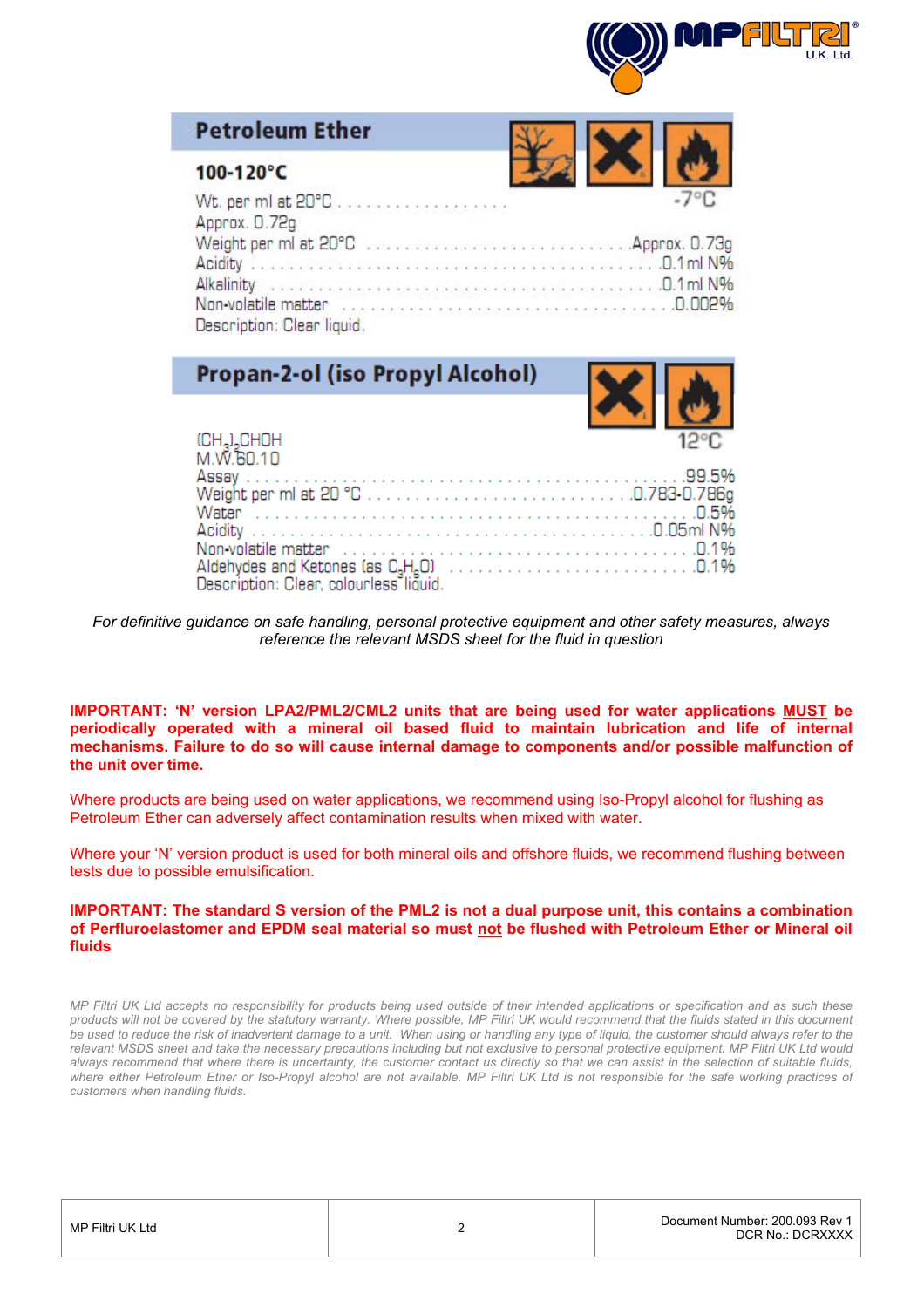## Petroleum Ether

### 100-120°C

-7°C

Wt. per ml at 20°C ..................
Approx. 0.72g

| | |
|---|---|
| Weight per ml at 20°C | Approx. 0.73g |
| Acidity | 0.1ml N% |
| Alkalinity | 0.1ml N% |
| Non-volatile matter | 0.002% |

Description: Clear liquid.

## Propan-2-ol (iso Propyl Alcohol)

12°C

$(CH_3)_2CHOH$
M.W.60.10

| | |
|---|---|
| Assay | 99.5% |
| Weight per ml at 20 °C | 0.783-0.786g |
| Water | 0.5% |
| Acidity | 0.05ml N% |
| Non-volatile matter | 0.1% |
| Aldehydes and Ketones (as $C_3H_6O$) | 0.1% |

Description: Clear, colourless liquid.

*For definitive guidance on safe handling, personal protective equipment and other safety measures, always reference the relevant MSDS sheet for the fluid in question*

**IMPORTANT: 'N' version LPA2/PML2/CML2 units that are being used for water applications MUST be periodically operated with a mineral oil based fluid to maintain lubrication and life of internal mechanisms. Failure to do so will cause internal damage to components and/or possible malfunction of the unit over time.**

Where products are being used on water applications, we recommend using Iso-Propyl alcohol for flushing as Petroleum Ether can adversely affect contamination results when mixed with water.

Where your 'N' version product is used for both mineral oils and offshore fluids, we recommend flushing between tests due to possible emulsification.

**IMPORTANT: The standard S version of the PML2 is not a dual purpose unit, this contains a combination of Perfluoroelastomer and EPDM seal material so must not be flushed with Petroleum Ether or Mineral oil fluids**

*MP Filtri UK Ltd accepts no responsibility for products being used outside of their intended applications or specification and as such these products will not be covered by the statutory warranty. Where possible, MP Filtri UK would recommend that the fluids stated in this document be used to reduce the risk of inadvertent damage to a unit. When using or handling any type of liquid, the customer should always refer to the relevant MSDS sheet and take the necessary precautions including but not exclusive to personal protective equipment. MP Filtri UK Ltd would always recommend that where there is uncertainty, the customer contact us directly so that we can assist in the selection of suitable fluids, where either Petroleum Ether or Iso-Propyl alcohol are not available. MP Filtri UK Ltd is not responsible for the safe working practices of customers when handling fluids.*